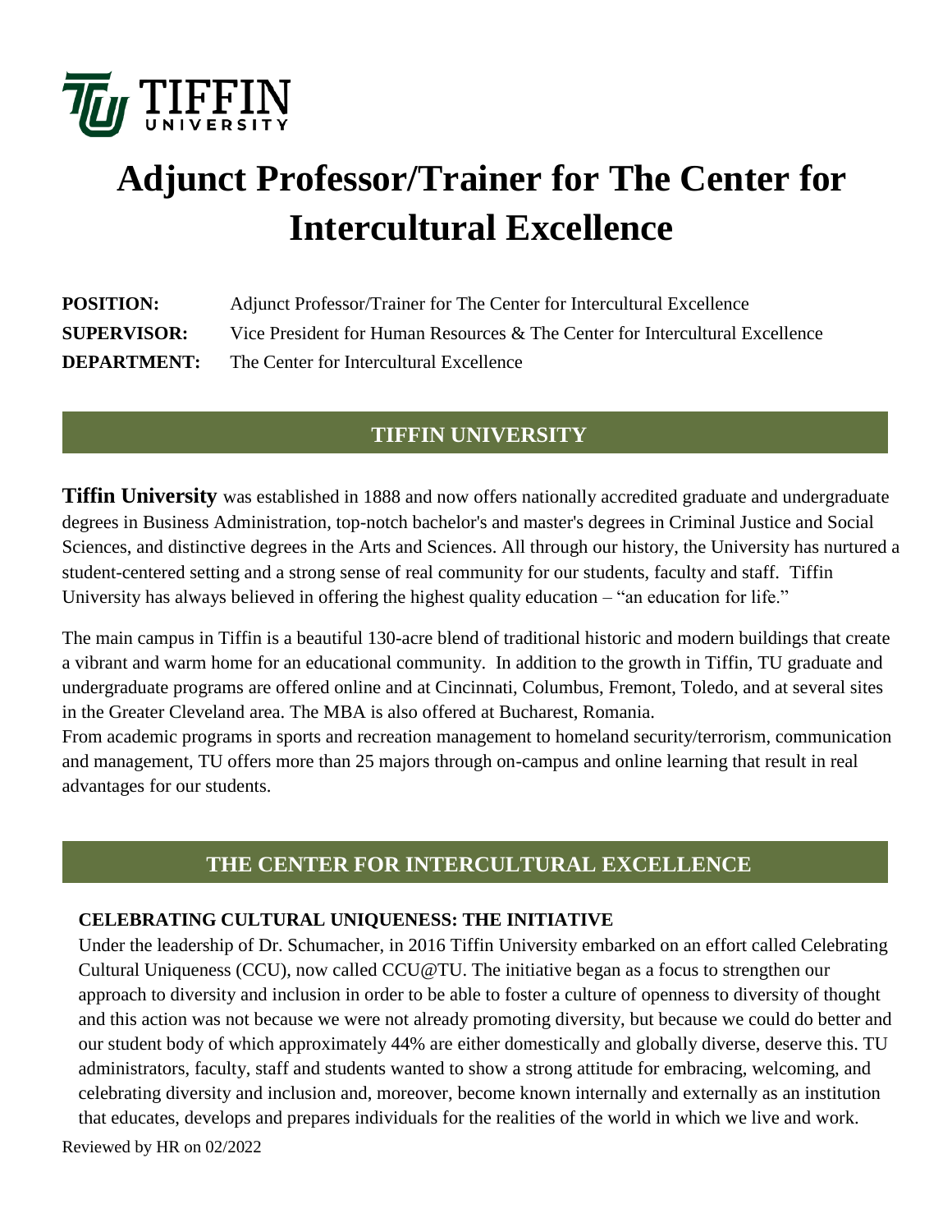# Adjunct Professor/Trainer for The Center for Intercultural Excellence

**POSITION:** Adjunct Professor/Trainer for The Center for Intercultural Excellence
**SUPERVISOR:** Vice President for Human Resources & The Center for Intercultural Excellence
**DEPARTMENT:** The Center for Intercultural Excellence

## TIFFIN UNIVERSITY

**Tiffin University** was established in 1888 and now offers nationally accredited graduate and undergraduate degrees in Business Administration, top-notch bachelor's and master's degrees in Criminal Justice and Social Sciences, and distinctive degrees in the Arts and Sciences. All through our history, the University has nurtured a student-centered setting and a strong sense of real community for our students, faculty and staff. Tiffin University has always believed in offering the highest quality education – "an education for life."

The main campus in Tiffin is a beautiful 130-acre blend of traditional historic and modern buildings that create a vibrant and warm home for an educational community. In addition to the growth in Tiffin, TU graduate and undergraduate programs are offered online and at Cincinnati, Columbus, Fremont, Toledo, and at several sites in the Greater Cleveland area. The MBA is also offered at Bucharest, Romania.
From academic programs in sports and recreation management to homeland security/terrorism, communication and management, TU offers more than 25 majors through on-campus and online learning that result in real advantages for our students.

## THE CENTER FOR INTERCULTURAL EXCELLENCE

### CELEBRATING CULTURAL UNIQUENESS: THE INITIATIVE

Under the leadership of Dr. Schumacher, in 2016 Tiffin University embarked on an effort called Celebrating Cultural Uniqueness (CCU), now called CCU@TU. The initiative began as a focus to strengthen our approach to diversity and inclusion in order to be able to foster a culture of openness to diversity of thought and this action was not because we were not already promoting diversity, but because we could do better and our student body of which approximately 44% are either domestically and globally diverse, deserve this. TU administrators, faculty, staff and students wanted to show a strong attitude for embracing, welcoming, and celebrating diversity and inclusion and, moreover, become known internally and externally as an institution that educates, develops and prepares individuals for the realities of the world in which we live and work.

Reviewed by HR on 02/2022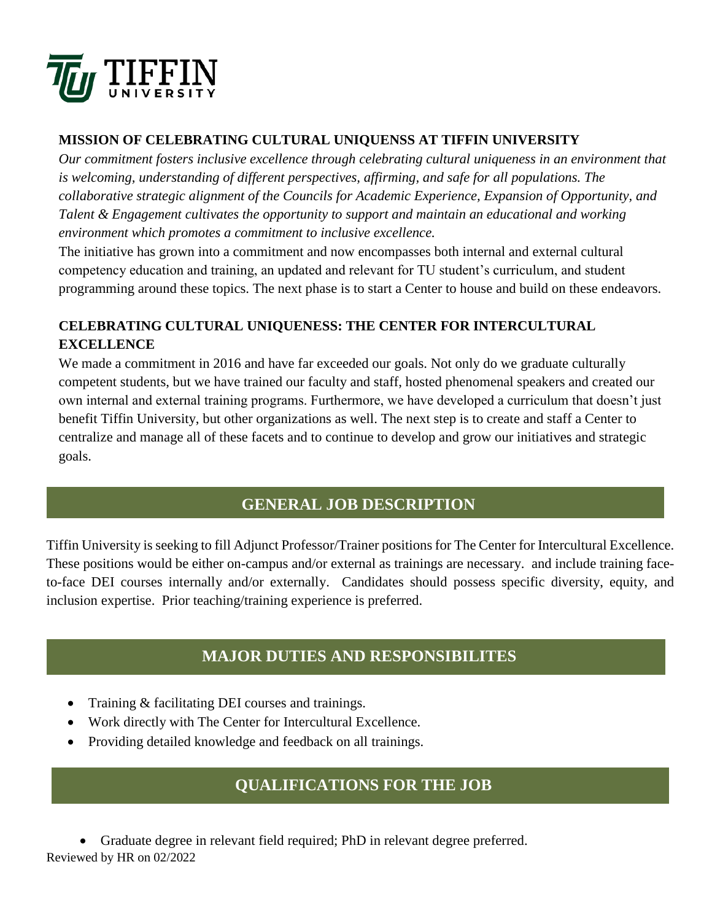**TIFFIN UNIVERSITY**

## MISSION OF CELEBRATING CULTURAL UNIQUENSS AT TIFFIN UNIVERSITY

*Our commitment fosters inclusive excellence through celebrating cultural uniqueness in an environment that is welcoming, understanding of different perspectives, affirming, and safe for all populations. The collaborative strategic alignment of the Councils for Academic Experience, Expansion of Opportunity, and Talent & Engagement cultivates the opportunity to support and maintain an educational and working environment which promotes a commitment to inclusive excellence.*

The initiative has grown into a commitment and now encompasses both internal and external cultural competency education and training, an updated and relevant for TU student's curriculum, and student programming around these topics. The next phase is to start a Center to house and build on these endeavors.

## CELEBRATING CULTURAL UNIQUENESS: THE CENTER FOR INTERCULTURAL EXCELLENCE

We made a commitment in 2016 and have far exceeded our goals. Not only do we graduate culturally competent students, but we have trained our faculty and staff, hosted phenomenal speakers and created our own internal and external training programs. Furthermore, we have developed a curriculum that doesn't just benefit Tiffin University, but other organizations as well. The next step is to create and staff a Center to centralize and manage all of these facets and to continue to develop and grow our initiatives and strategic goals.

## GENERAL JOB DESCRIPTION

Tiffin University is seeking to fill Adjunct Professor/Trainer positions for The Center for Intercultural Excellence. These positions would be either on-campus and/or external as trainings are necessary. and include training face-to-face DEI courses internally and/or externally. Candidates should possess specific diversity, equity, and inclusion expertise. Prior teaching/training experience is preferred.

## MAJOR DUTIES AND RESPONSIBILITES

- Training & facilitating DEI courses and trainings.
- Work directly with The Center for Intercultural Excellence.
- Providing detailed knowledge and feedback on all trainings.

## QUALIFICATIONS FOR THE JOB

- Graduate degree in relevant field required; PhD in relevant degree preferred.

Reviewed by HR on 02/2022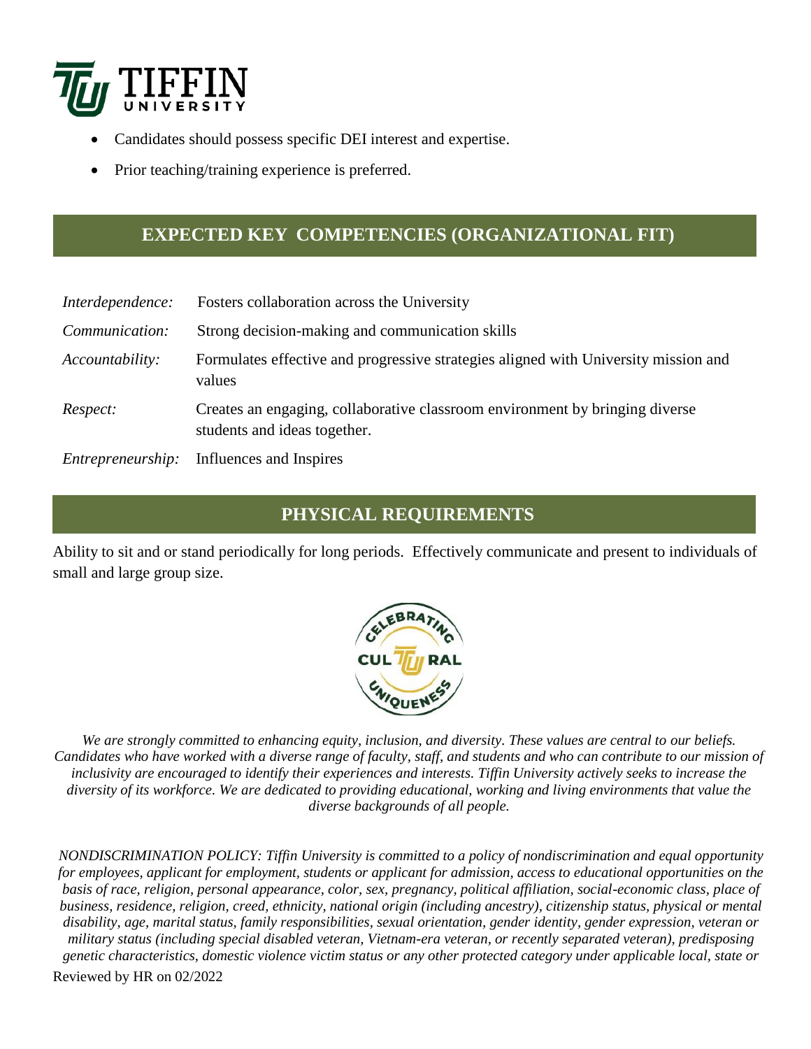- Candidates should possess specific DEI interest and expertise.
- Prior teaching/training experience is preferred.

## EXPECTED KEY COMPETENCIES (ORGANIZATIONAL FIT)

| | |
|---|---|
| *Interdependence:* | Fosters collaboration across the University |
| *Communication:* | Strong decision-making and communication skills |
| *Accountability:* | Formulates effective and progressive strategies aligned with University mission and values |
| *Respect:* | Creates an engaging, collaborative classroom environment by bringing diverse students and ideas together. |
| *Entrepreneurship:* | Influences and Inspires |

## PHYSICAL REQUIREMENTS

Ability to sit and or stand periodically for long periods. Effectively communicate and present to individuals of small and large group size.

*We are strongly committed to enhancing equity, inclusion, and diversity. These values are central to our beliefs. Candidates who have worked with a diverse range of faculty, staff, and students and who can contribute to our mission of inclusivity are encouraged to identify their experiences and interests. Tiffin University actively seeks to increase the diversity of its workforce. We are dedicated to providing educational, working and living environments that value the diverse backgrounds of all people.*

*NONDISCRIMINATION POLICY: Tiffin University is committed to a policy of nondiscrimination and equal opportunity for employees, applicant for employment, students or applicant for admission, access to educational opportunities on the basis of race, religion, personal appearance, color, sex, pregnancy, political affiliation, social-economic class, place of business, residence, religion, creed, ethnicity, national origin (including ancestry), citizenship status, physical or mental disability, age, marital status, family responsibilities, sexual orientation, gender identity, gender expression, veteran or military status (including special disabled veteran, Vietnam-era veteran, or recently separated veteran), predisposing genetic characteristics, domestic violence victim status or any other protected category under applicable local, state or*

Reviewed by HR on 02/2022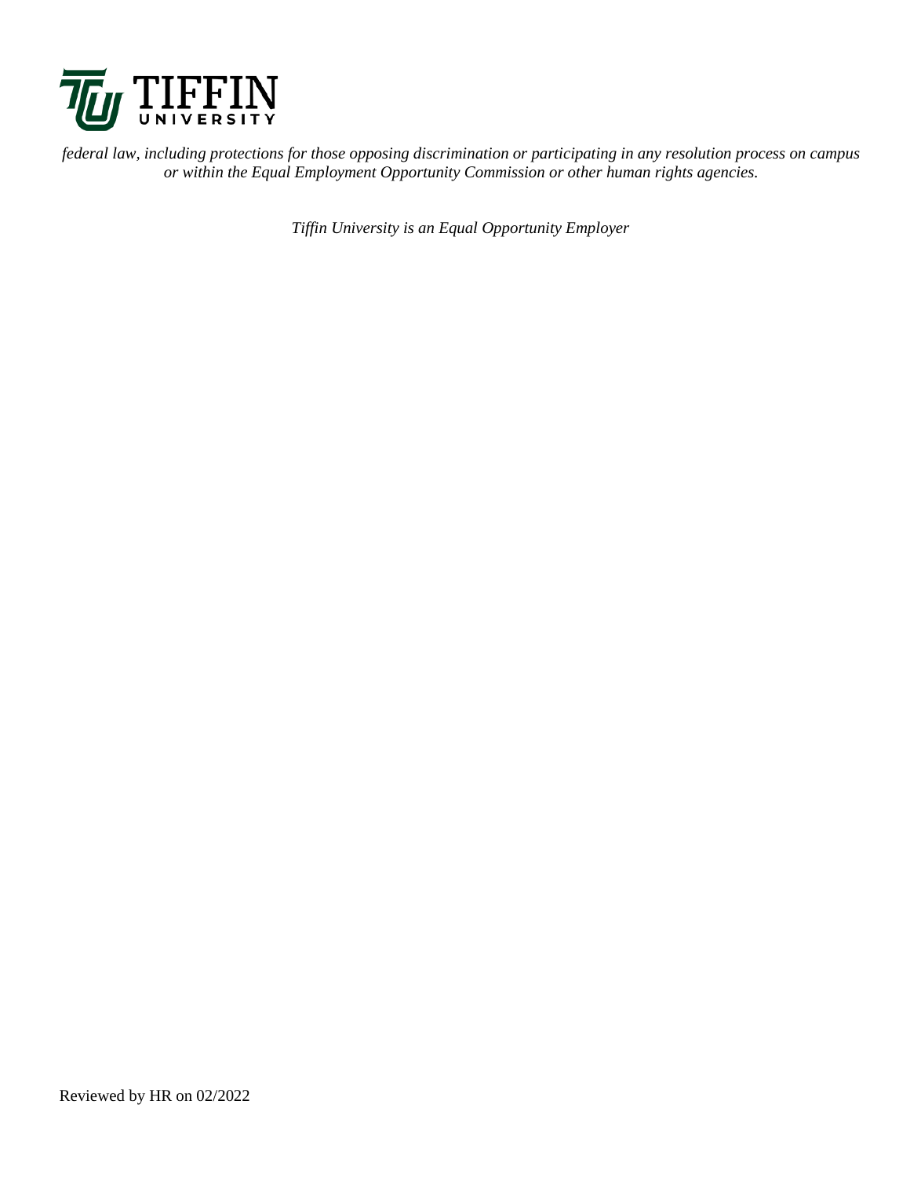*federal law, including protections for those opposing discrimination or participating in any resolution process on campus or within the Equal Employment Opportunity Commission or other human rights agencies.*

*Tiffin University is an Equal Opportunity Employer*

Reviewed by HR on 02/2022